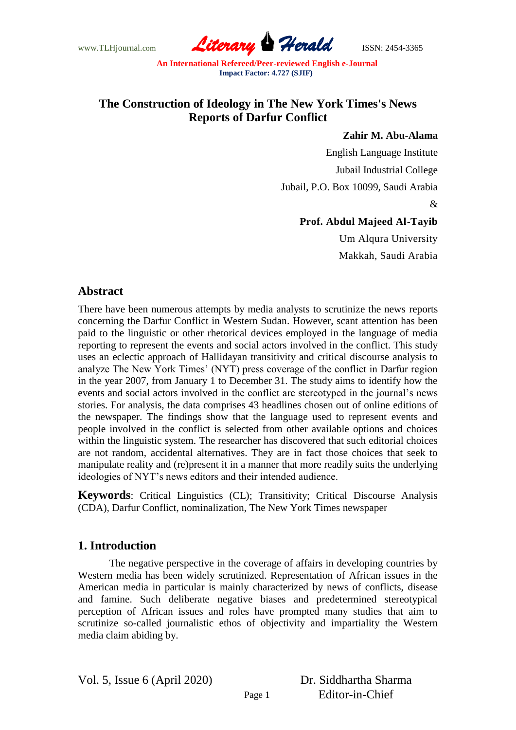# The Construction of Ideology in The New York Times's News Reports of Darfur Conflict

**Zahir M. Abu-Alama**

English Language Institute

Jubail Industrial College

Jubail, P.O. Box 10099, Saudi Arabia

&

**Prof. Abdul Majeed Al-Tayib**

Um Alqura University

Makkah, Saudi Arabia

## Abstract

There have been numerous attempts by media analysts to scrutinize the news reports concerning the Darfur Conflict in Western Sudan. However, scant attention has been paid to the linguistic or other rhetorical devices employed in the language of media reporting to represent the events and social actors involved in the conflict. This study uses an eclectic approach of Hallidayan transitivity and critical discourse analysis to analyze The New York Times' (NYT) press coverage of the conflict in Darfur region in the year 2007, from January 1 to December 31. The study aims to identify how the events and social actors involved in the conflict are stereotyped in the journal's news stories. For analysis, the data comprises 43 headlines chosen out of online editions of the newspaper. The findings show that the language used to represent events and people involved in the conflict is selected from other available options and choices within the linguistic system. The researcher has discovered that such editorial choices are not random, accidental alternatives. They are in fact those choices that seek to manipulate reality and (re)present it in a manner that more readily suits the underlying ideologies of NYT's news editors and their intended audience.

**Keywords**: Critical Linguistics (CL); Transitivity; Critical Discourse Analysis (CDA), Darfur Conflict, nominalization, The New York Times newspaper

## 1. Introduction

The negative perspective in the coverage of affairs in developing countries by Western media has been widely scrutinized. Representation of African issues in the American media in particular is mainly characterized by news of conflicts, disease and famine. Such deliberate negative biases and predetermined stereotypical perception of African issues and roles have prompted many studies that aim to scrutinize so-called journalistic ethos of objectivity and impartiality the Western media claim abiding by.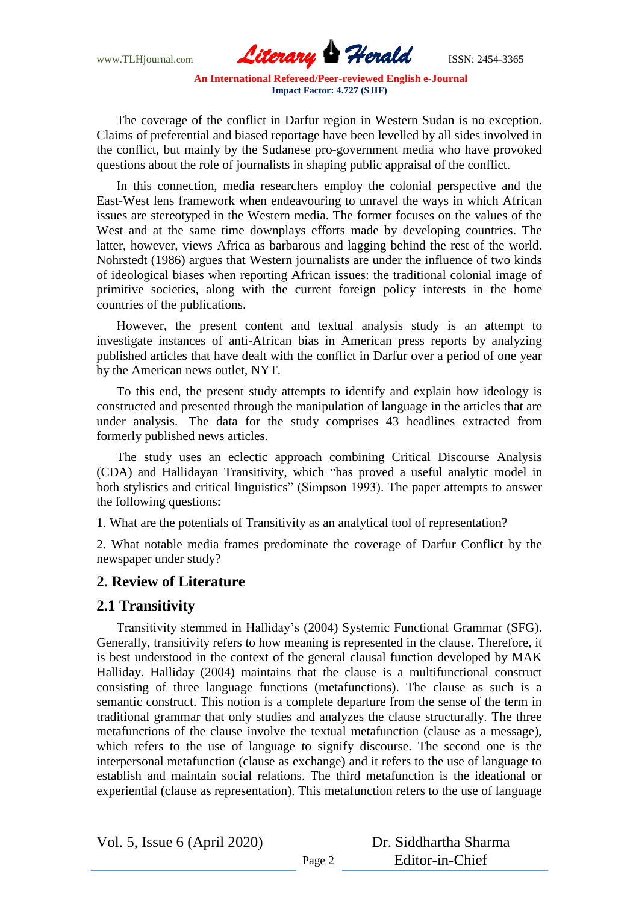The coverage of the conflict in Darfur region in Western Sudan is no exception. Claims of preferential and biased reportage have been levelled by all sides involved in the conflict, but mainly by the Sudanese pro-government media who have provoked questions about the role of journalists in shaping public appraisal of the conflict.

In this connection, media researchers employ the colonial perspective and the East-West lens framework when endeavouring to unravel the ways in which African issues are stereotyped in the Western media. The former focuses on the values of the West and at the same time downplays efforts made by developing countries. The latter, however, views Africa as barbarous and lagging behind the rest of the world. Nohrstedt (1986) argues that Western journalists are under the influence of two kinds of ideological biases when reporting African issues: the traditional colonial image of primitive societies, along with the current foreign policy interests in the home countries of the publications.

However, the present content and textual analysis study is an attempt to investigate instances of anti-African bias in American press reports by analyzing published articles that have dealt with the conflict in Darfur over a period of one year by the American news outlet, NYT.

To this end, the present study attempts to identify and explain how ideology is constructed and presented through the manipulation of language in the articles that are under analysis. The data for the study comprises 43 headlines extracted from formerly published news articles.

The study uses an eclectic approach combining Critical Discourse Analysis (CDA) and Hallidayan Transitivity, which "has proved a useful analytic model in both stylistics and critical linguistics" (Simpson 1993). The paper attempts to answer the following questions:

1. What are the potentials of Transitivity as an analytical tool of representation?

2. What notable media frames predominate the coverage of Darfur Conflict by the newspaper under study?

## 2. Review of Literature

### 2.1 Transitivity

Transitivity stemmed in Halliday's (2004) Systemic Functional Grammar (SFG). Generally, transitivity refers to how meaning is represented in the clause. Therefore, it is best understood in the context of the general clausal function developed by MAK Halliday. Halliday (2004) maintains that the clause is a multifunctional construct consisting of three language functions (metafunctions). The clause as such is a semantic construct. This notion is a complete departure from the sense of the term in traditional grammar that only studies and analyzes the clause structurally. The three metafunctions of the clause involve the textual metafunction (clause as a message), which refers to the use of language to signify discourse. The second one is the interpersonal metafunction (clause as exchange) and it refers to the use of language to establish and maintain social relations. The third metafunction is the ideational or experiential (clause as representation). This metafunction refers to the use of language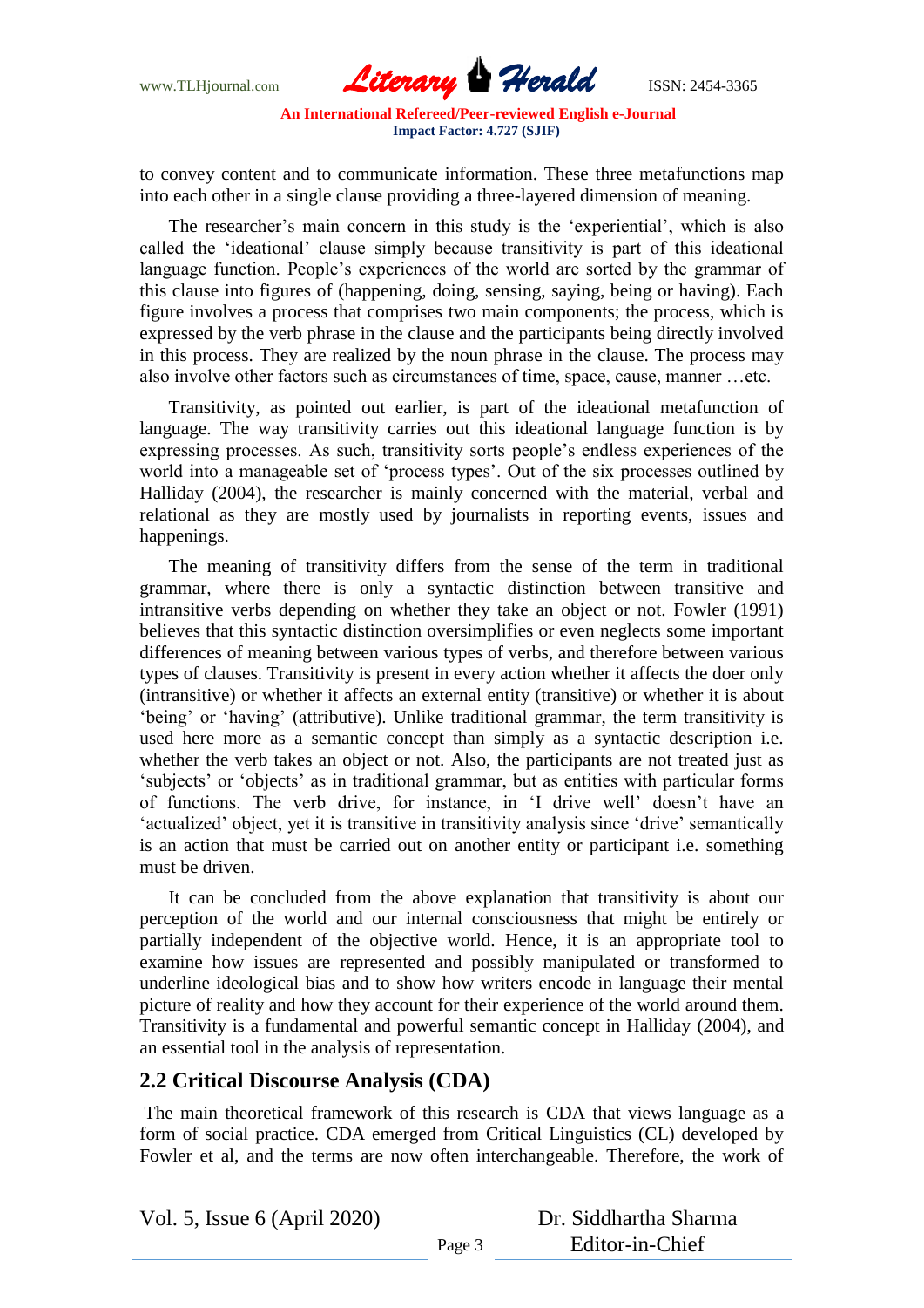to convey content and to communicate information. These three metafunctions map into each other in a single clause providing a three-layered dimension of meaning.

The researcher's main concern in this study is the 'experiential', which is also called the 'ideational' clause simply because transitivity is part of this ideational language function. People's experiences of the world are sorted by the grammar of this clause into figures of (happening, doing, sensing, saying, being or having). Each figure involves a process that comprises two main components; the process, which is expressed by the verb phrase in the clause and the participants being directly involved in this process. They are realized by the noun phrase in the clause. The process may also involve other factors such as circumstances of time, space, cause, manner …etc.

Transitivity, as pointed out earlier, is part of the ideational metafunction of language. The way transitivity carries out this ideational language function is by expressing processes. As such, transitivity sorts people's endless experiences of the world into a manageable set of 'process types'. Out of the six processes outlined by Halliday (2004), the researcher is mainly concerned with the material, verbal and relational as they are mostly used by journalists in reporting events, issues and happenings.

The meaning of transitivity differs from the sense of the term in traditional grammar, where there is only a syntactic distinction between transitive and intransitive verbs depending on whether they take an object or not. Fowler (1991) believes that this syntactic distinction oversimplifies or even neglects some important differences of meaning between various types of verbs, and therefore between various types of clauses. Transitivity is present in every action whether it affects the doer only (intransitive) or whether it affects an external entity (transitive) or whether it is about 'being' or 'having' (attributive). Unlike traditional grammar, the term transitivity is used here more as a semantic concept than simply as a syntactic description i.e. whether the verb takes an object or not. Also, the participants are not treated just as 'subjects' or 'objects' as in traditional grammar, but as entities with particular forms of functions. The verb drive, for instance, in 'I drive well' doesn't have an 'actualized' object, yet it is transitive in transitivity analysis since 'drive' semantically is an action that must be carried out on another entity or participant i.e. something must be driven.

It can be concluded from the above explanation that transitivity is about our perception of the world and our internal consciousness that might be entirely or partially independent of the objective world. Hence, it is an appropriate tool to examine how issues are represented and possibly manipulated or transformed to underline ideological bias and to show how writers encode in language their mental picture of reality and how they account for their experience of the world around them. Transitivity is a fundamental and powerful semantic concept in Halliday (2004), and an essential tool in the analysis of representation.

## 2.2 Critical Discourse Analysis (CDA)

The main theoretical framework of this research is CDA that views language as a form of social practice. CDA emerged from Critical Linguistics (CL) developed by Fowler et al, and the terms are now often interchangeable. Therefore, the work of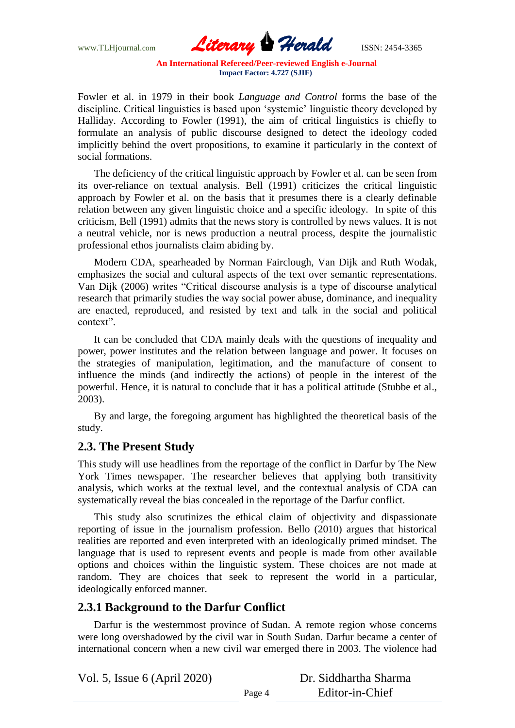Fowler et al. in 1979 in their book *Language and Control* forms the base of the discipline. Critical linguistics is based upon 'systemic' linguistic theory developed by Halliday. According to Fowler (1991), the aim of critical linguistics is chiefly to formulate an analysis of public discourse designed to detect the ideology coded implicitly behind the overt propositions, to examine it particularly in the context of social formations.

The deficiency of the critical linguistic approach by Fowler et al. can be seen from its over-reliance on textual analysis. Bell (1991) criticizes the critical linguistic approach by Fowler et al. on the basis that it presumes there is a clearly definable relation between any given linguistic choice and a specific ideology. In spite of this criticism, Bell (1991) admits that the news story is controlled by news values. It is not a neutral vehicle, nor is news production a neutral process, despite the journalistic professional ethos journalists claim abiding by.

Modern CDA, spearheaded by Norman Fairclough, Van Dijk and Ruth Wodak, emphasizes the social and cultural aspects of the text over semantic representations. Van Dijk (2006) writes "Critical discourse analysis is a type of discourse analytical research that primarily studies the way social power abuse, dominance, and inequality are enacted, reproduced, and resisted by text and talk in the social and political context".

It can be concluded that CDA mainly deals with the questions of inequality and power, power institutes and the relation between language and power. It focuses on the strategies of manipulation, legitimation, and the manufacture of consent to influence the minds (and indirectly the actions) of people in the interest of the powerful. Hence, it is natural to conclude that it has a political attitude (Stubbe et al., 2003).

By and large, the foregoing argument has highlighted the theoretical basis of the study.

## 2.3. The Present Study

This study will use headlines from the reportage of the conflict in Darfur by The New York Times newspaper. The researcher believes that applying both transitivity analysis, which works at the textual level, and the contextual analysis of CDA can systematically reveal the bias concealed in the reportage of the Darfur conflict.

This study also scrutinizes the ethical claim of objectivity and dispassionate reporting of issue in the journalism profession. Bello (2010) argues that historical realities are reported and even interpreted with an ideologically primed mindset. The language that is used to represent events and people is made from other available options and choices within the linguistic system. These choices are not made at random. They are choices that seek to represent the world in a particular, ideologically enforced manner.

### 2.3.1 Background to the Darfur Conflict

Darfur is the westernmost province of Sudan. A remote region whose concerns were long overshadowed by the civil war in South Sudan. Darfur became a center of international concern when a new civil war emerged there in 2003. The violence had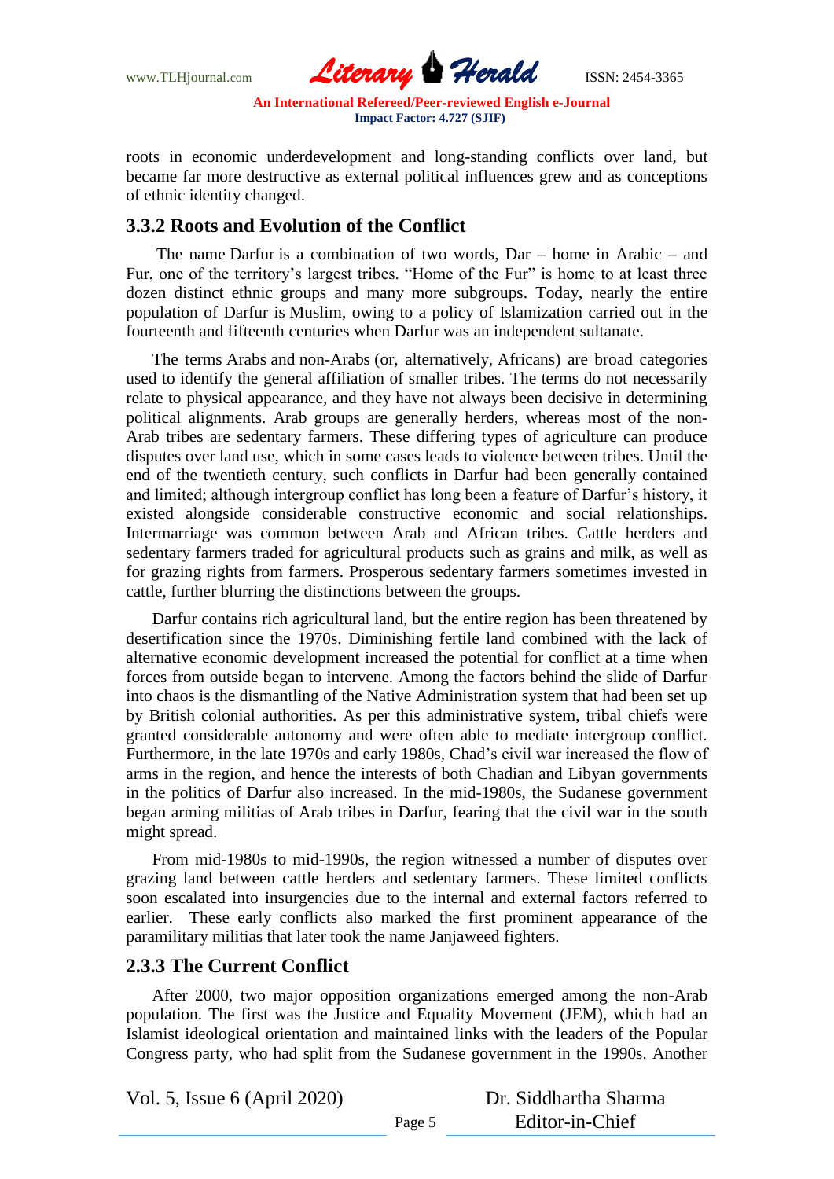roots in economic underdevelopment and long-standing conflicts over land, but became far more destructive as external political influences grew and as conceptions of ethnic identity changed.

### 3.3.2 Roots and Evolution of the Conflict

The name Darfur is a combination of two words, Dar – home in Arabic – and Fur, one of the territory's largest tribes. "Home of the Fur" is home to at least three dozen distinct ethnic groups and many more subgroups. Today, nearly the entire population of Darfur is Muslim, owing to a policy of Islamization carried out in the fourteenth and fifteenth centuries when Darfur was an independent sultanate.

The terms Arabs and non-Arabs (or, alternatively, Africans) are broad categories used to identify the general affiliation of smaller tribes. The terms do not necessarily relate to physical appearance, and they have not always been decisive in determining political alignments. Arab groups are generally herders, whereas most of the non-Arab tribes are sedentary farmers. These differing types of agriculture can produce disputes over land use, which in some cases leads to violence between tribes. Until the end of the twentieth century, such conflicts in Darfur had been generally contained and limited; although intergroup conflict has long been a feature of Darfur's history, it existed alongside considerable constructive economic and social relationships. Intermarriage was common between Arab and African tribes. Cattle herders and sedentary farmers traded for agricultural products such as grains and milk, as well as for grazing rights from farmers. Prosperous sedentary farmers sometimes invested in cattle, further blurring the distinctions between the groups.

Darfur contains rich agricultural land, but the entire region has been threatened by desertification since the 1970s. Diminishing fertile land combined with the lack of alternative economic development increased the potential for conflict at a time when forces from outside began to intervene. Among the factors behind the slide of Darfur into chaos is the dismantling of the Native Administration system that had been set up by British colonial authorities. As per this administrative system, tribal chiefs were granted considerable autonomy and were often able to mediate intergroup conflict. Furthermore, in the late 1970s and early 1980s, Chad's civil war increased the flow of arms in the region, and hence the interests of both Chadian and Libyan governments in the politics of Darfur also increased. In the mid-1980s, the Sudanese government began arming militias of Arab tribes in Darfur, fearing that the civil war in the south might spread.

From mid-1980s to mid-1990s, the region witnessed a number of disputes over grazing land between cattle herders and sedentary farmers. These limited conflicts soon escalated into insurgencies due to the internal and external factors referred to earlier. These early conflicts also marked the first prominent appearance of the paramilitary militias that later took the name Janjaweed fighters.

### 2.3.3 The Current Conflict

After 2000, two major opposition organizations emerged among the non-Arab population. The first was the Justice and Equality Movement (JEM), which had an Islamist ideological orientation and maintained links with the leaders of the Popular Congress party, who had split from the Sudanese government in the 1990s. Another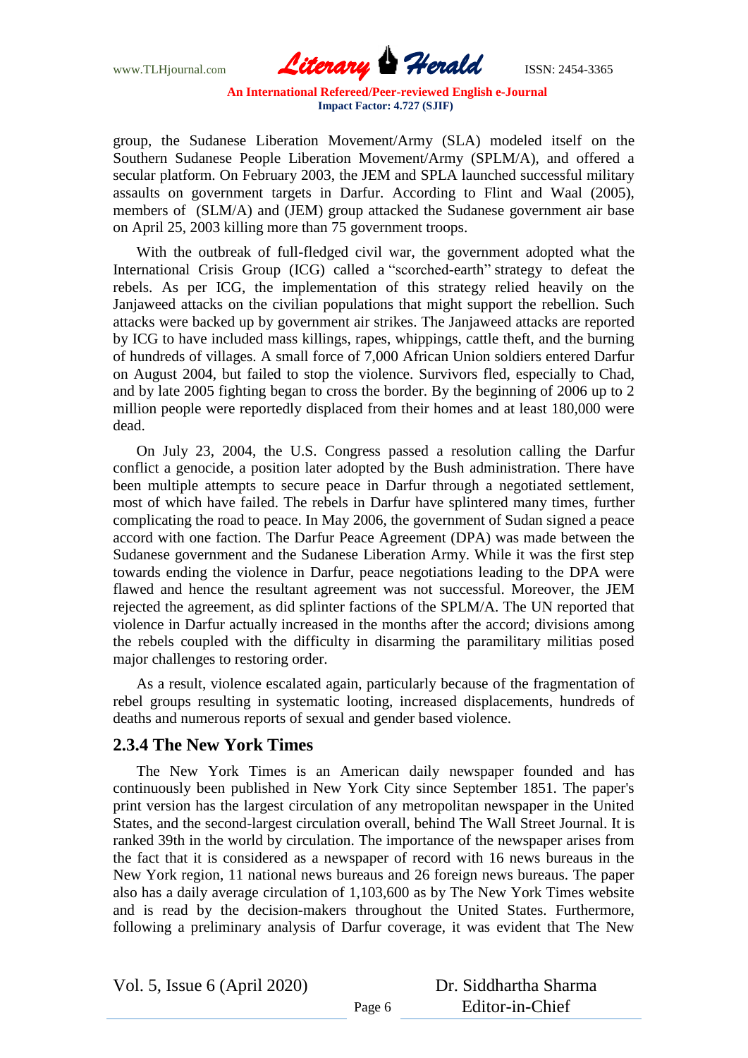group, the Sudanese Liberation Movement/Army (SLA) modeled itself on the Southern Sudanese People Liberation Movement/Army (SPLM/A), and offered a secular platform. On February 2003, the JEM and SPLA launched successful military assaults on government targets in Darfur. According to Flint and Waal (2005), members of (SLM/A) and (JEM) group attacked the Sudanese government air base on April 25, 2003 killing more than 75 government troops.

With the outbreak of full-fledged civil war, the government adopted what the International Crisis Group (ICG) called a "scorched-earth" strategy to defeat the rebels. As per ICG, the implementation of this strategy relied heavily on the Janjaweed attacks on the civilian populations that might support the rebellion. Such attacks were backed up by government air strikes. The Janjaweed attacks are reported by ICG to have included mass killings, rapes, whippings, cattle theft, and the burning of hundreds of villages. A small force of 7,000 African Union soldiers entered Darfur on August 2004, but failed to stop the violence. Survivors fled, especially to Chad, and by late 2005 fighting began to cross the border. By the beginning of 2006 up to 2 million people were reportedly displaced from their homes and at least 180,000 were dead.

On July 23, 2004, the U.S. Congress passed a resolution calling the Darfur conflict a genocide, a position later adopted by the Bush administration. There have been multiple attempts to secure peace in Darfur through a negotiated settlement, most of which have failed. The rebels in Darfur have splintered many times, further complicating the road to peace. In May 2006, the government of Sudan signed a peace accord with one faction. The Darfur Peace Agreement (DPA) was made between the Sudanese government and the Sudanese Liberation Army. While it was the first step towards ending the violence in Darfur, peace negotiations leading to the DPA were flawed and hence the resultant agreement was not successful. Moreover, the JEM rejected the agreement, as did splinter factions of the SPLM/A. The UN reported that violence in Darfur actually increased in the months after the accord; divisions among the rebels coupled with the difficulty in disarming the paramilitary militias posed major challenges to restoring order.

As a result, violence escalated again, particularly because of the fragmentation of rebel groups resulting in systematic looting, increased displacements, hundreds of deaths and numerous reports of sexual and gender based violence.

### 2.3.4 The New York Times

The New York Times is an American daily newspaper founded and has continuously been published in New York City since September 1851. The paper's print version has the largest circulation of any metropolitan newspaper in the United States, and the second-largest circulation overall, behind The Wall Street Journal. It is ranked 39th in the world by circulation. The importance of the newspaper arises from the fact that it is considered as a newspaper of record with 16 news bureaus in the New York region, 11 national news bureaus and 26 foreign news bureaus. The paper also has a daily average circulation of 1,103,600 as by The New York Times website and is read by the decision-makers throughout the United States. Furthermore, following a preliminary analysis of Darfur coverage, it was evident that The New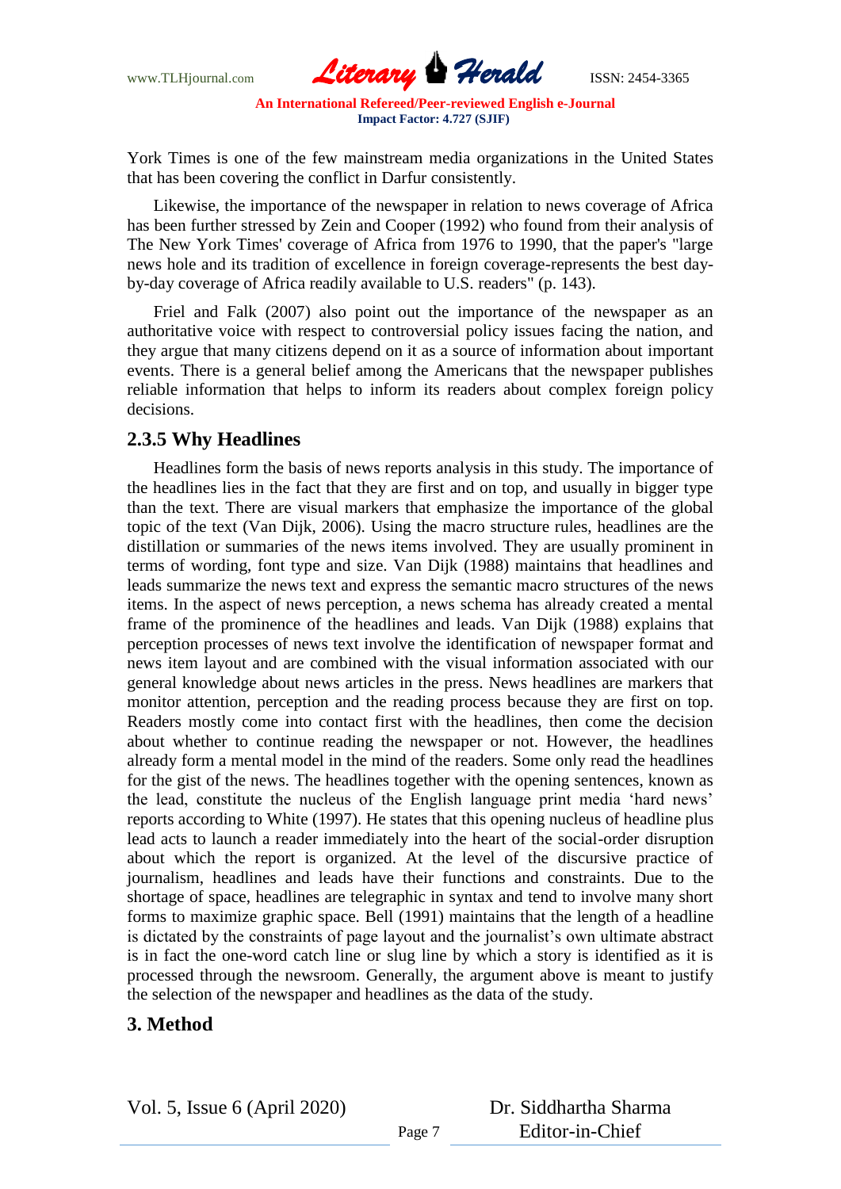York Times is one of the few mainstream media organizations in the United States that has been covering the conflict in Darfur consistently.

Likewise, the importance of the newspaper in relation to news coverage of Africa has been further stressed by Zein and Cooper (1992) who found from their analysis of The New York Times' coverage of Africa from 1976 to 1990, that the paper's "large news hole and its tradition of excellence in foreign coverage-represents the best day-by-day coverage of Africa readily available to U.S. readers" (p. 143).

Friel and Falk (2007) also point out the importance of the newspaper as an authoritative voice with respect to controversial policy issues facing the nation, and they argue that many citizens depend on it as a source of information about important events. There is a general belief among the Americans that the newspaper publishes reliable information that helps to inform its readers about complex foreign policy decisions.

### 2.3.5 Why Headlines

Headlines form the basis of news reports analysis in this study. The importance of the headlines lies in the fact that they are first and on top, and usually in bigger type than the text. There are visual markers that emphasize the importance of the global topic of the text (Van Dijk, 2006). Using the macro structure rules, headlines are the distillation or summaries of the news items involved. They are usually prominent in terms of wording, font type and size. Van Dijk (1988) maintains that headlines and leads summarize the news text and express the semantic macro structures of the news items. In the aspect of news perception, a news schema has already created a mental frame of the prominence of the headlines and leads. Van Dijk (1988) explains that perception processes of news text involve the identification of newspaper format and news item layout and are combined with the visual information associated with our general knowledge about news articles in the press. News headlines are markers that monitor attention, perception and the reading process because they are first on top. Readers mostly come into contact first with the headlines, then come the decision about whether to continue reading the newspaper or not. However, the headlines already form a mental model in the mind of the readers. Some only read the headlines for the gist of the news. The headlines together with the opening sentences, known as the lead, constitute the nucleus of the English language print media 'hard news' reports according to White (1997). He states that this opening nucleus of headline plus lead acts to launch a reader immediately into the heart of the social-order disruption about which the report is organized. At the level of the discursive practice of journalism, headlines and leads have their functions and constraints. Due to the shortage of space, headlines are telegraphic in syntax and tend to involve many short forms to maximize graphic space. Bell (1991) maintains that the length of a headline is dictated by the constraints of page layout and the journalist's own ultimate abstract is in fact the one-word catch line or slug line by which a story is identified as it is processed through the newsroom. Generally, the argument above is meant to justify the selection of the newspaper and headlines as the data of the study.

## 3. Method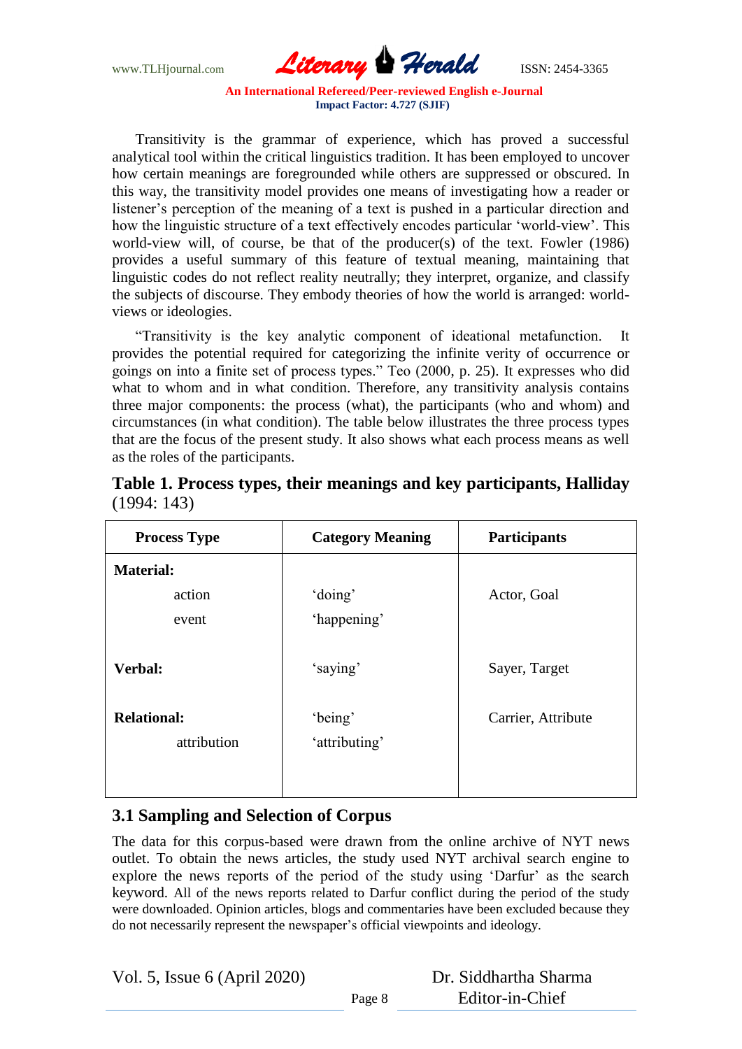Transitivity is the grammar of experience, which has proved a successful analytical tool within the critical linguistics tradition. It has been employed to uncover how certain meanings are foregrounded while others are suppressed or obscured. In this way, the transitivity model provides one means of investigating how a reader or listener's perception of the meaning of a text is pushed in a particular direction and how the linguistic structure of a text effectively encodes particular 'world-view'. This world-view will, of course, be that of the producer(s) of the text. Fowler (1986) provides a useful summary of this feature of textual meaning, maintaining that linguistic codes do not reflect reality neutrally; they interpret, organize, and classify the subjects of discourse. They embody theories of how the world is arranged: world-views or ideologies.

"Transitivity is the key analytic component of ideational metafunction. It provides the potential required for categorizing the infinite verity of occurrence or goings on into a finite set of process types." Teo (2000, p. 25). It expresses who did what to whom and in what condition. Therefore, any transitivity analysis contains three major components: the process (what), the participants (who and whom) and circumstances (in what condition). The table below illustrates the three process types that are the focus of the present study. It also shows what each process means as well as the roles of the participants.

**Table 1. Process types, their meanings and key participants, Halliday** (1994: 143)

| Process Type | Category Meaning | Participants |
|---|---|---|
| **Material:** | | |
| action | 'doing' | Actor, Goal |
| event | 'happening' | |
| **Verbal:** | 'saying' | Sayer, Target |
| **Relational:** | 'being' | Carrier, Attribute |
| attribution | 'attributing' | |

### 3.1 Sampling and Selection of Corpus

The data for this corpus-based were drawn from the online archive of NYT news outlet. To obtain the news articles, the study used NYT archival search engine to explore the news reports of the period of the study using 'Darfur' as the search keyword. All of the news reports related to Darfur conflict during the period of the study were downloaded. Opinion articles, blogs and commentaries have been excluded because they do not necessarily represent the newspaper's official viewpoints and ideology.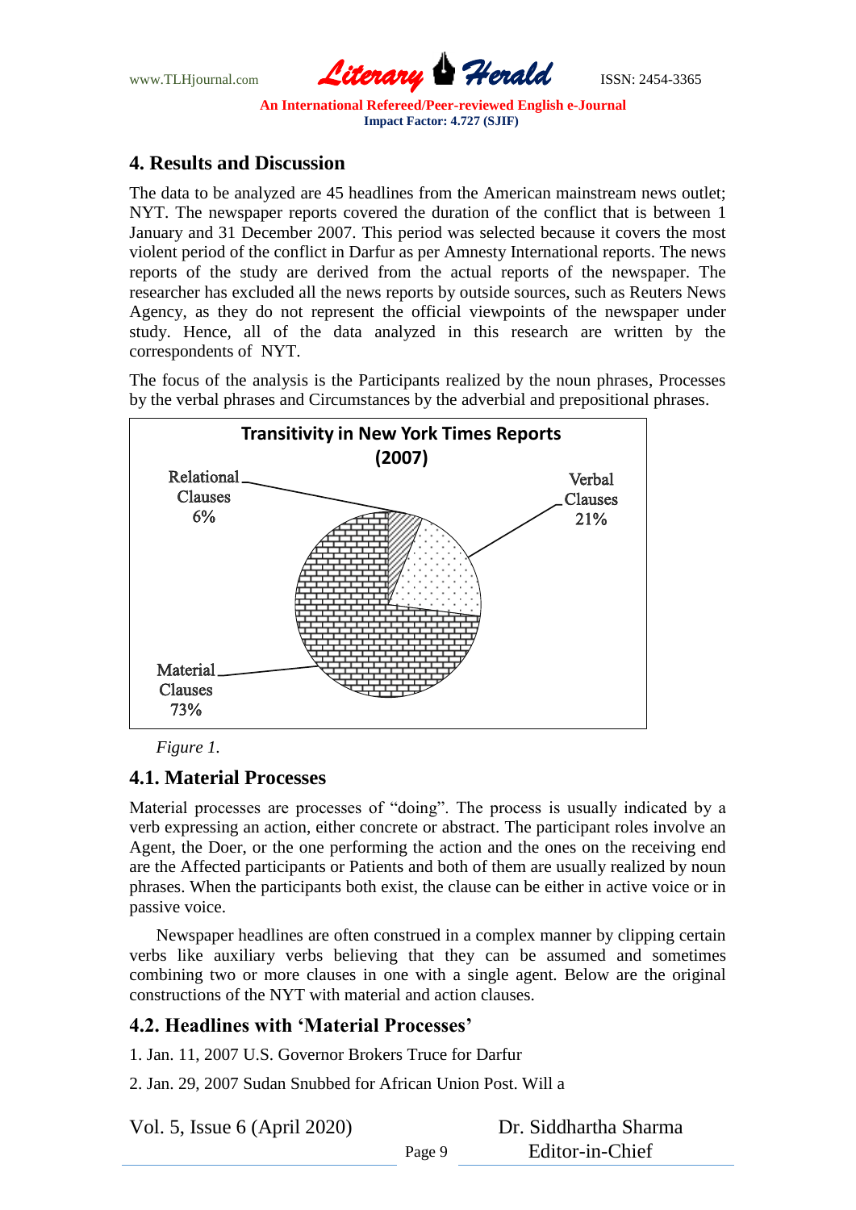## 4. Results and Discussion

The data to be analyzed are 45 headlines from the American mainstream news outlet; NYT. The newspaper reports covered the duration of the conflict that is between 1 January and 31 December 2007. This period was selected because it covers the most violent period of the conflict in Darfur as per Amnesty International reports. The news reports of the study are derived from the actual reports of the newspaper. The researcher has excluded all the news reports by outside sources, such as Reuters News Agency, as they do not represent the official viewpoints of the newspaper under study. Hence, all of the data analyzed in this research are written by the correspondents of NYT.

The focus of the analysis is the Participants realized by the noun phrases, Processes by the verbal phrases and Circumstances by the adverbial and prepositional phrases.

**Transitivity in New York Times Reports (2007)**

Relational Clauses 6%

Verbal Clauses 21%

Material Clauses 73%

*Figure 1.*

### 4.1. Material Processes

Material processes are processes of "doing". The process is usually indicated by a verb expressing an action, either concrete or abstract. The participant roles involve an Agent, the Doer, or the one performing the action and the ones on the receiving end are the Affected participants or Patients and both of them are usually realized by noun phrases. When the participants both exist, the clause can be either in active voice or in passive voice.

Newspaper headlines are often construed in a complex manner by clipping certain verbs like auxiliary verbs believing that they can be assumed and sometimes combining two or more clauses in one with a single agent. Below are the original constructions of the NYT with material and action clauses.

### 4.2. Headlines with 'Material Processes'

1. Jan. 11, 2007 U.S. Governor Brokers Truce for Darfur

2. Jan. 29, 2007 Sudan Snubbed for African Union Post. Will a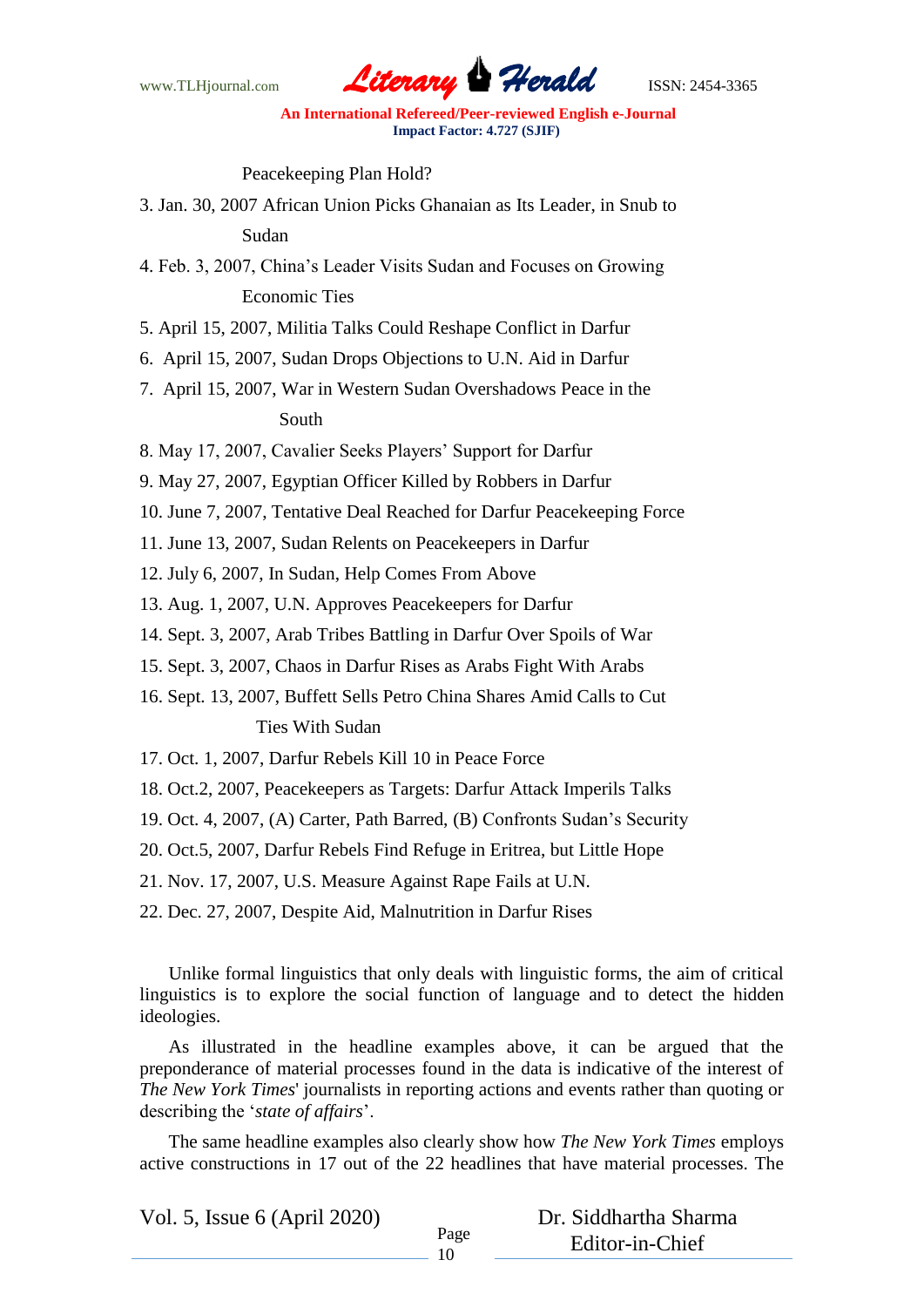Peacekeeping Plan Hold?

3. Jan. 30, 2007 African Union Picks Ghanaian as Its Leader, in Snub to Sudan
4. Feb. 3, 2007, China's Leader Visits Sudan and Focuses on Growing Economic Ties
5. April 15, 2007, Militia Talks Could Reshape Conflict in Darfur
6. April 15, 2007, Sudan Drops Objections to U.N. Aid in Darfur
7. April 15, 2007, War in Western Sudan Overshadows Peace in the South
8. May 17, 2007, Cavalier Seeks Players' Support for Darfur
9. May 27, 2007, Egyptian Officer Killed by Robbers in Darfur
10. June 7, 2007, Tentative Deal Reached for Darfur Peacekeeping Force
11. June 13, 2007, Sudan Relents on Peacekeepers in Darfur
12. July 6, 2007, In Sudan, Help Comes From Above
13. Aug. 1, 2007, U.N. Approves Peacekeepers for Darfur
14. Sept. 3, 2007, Arab Tribes Battling in Darfur Over Spoils of War
15. Sept. 3, 2007, Chaos in Darfur Rises as Arabs Fight With Arabs
16. Sept. 13, 2007, Buffett Sells Petro China Shares Amid Calls to Cut Ties With Sudan
17. Oct. 1, 2007, Darfur Rebels Kill 10 in Peace Force
18. Oct.2, 2007, Peacekeepers as Targets: Darfur Attack Imperils Talks
19. Oct. 4, 2007, (A) Carter, Path Barred, (B) Confronts Sudan's Security
20. Oct.5, 2007, Darfur Rebels Find Refuge in Eritrea, but Little Hope
21. Nov. 17, 2007, U.S. Measure Against Rape Fails at U.N.
22. Dec. 27, 2007, Despite Aid, Malnutrition in Darfur Rises

Unlike formal linguistics that only deals with linguistic forms, the aim of critical linguistics is to explore the social function of language and to detect the hidden ideologies.

As illustrated in the headline examples above, it can be argued that the preponderance of material processes found in the data is indicative of the interest of *The New York Times*' journalists in reporting actions and events rather than quoting or describing the '*state of affairs*'.

The same headline examples also clearly show how *The New York Times* employs active constructions in 17 out of the 22 headlines that have material processes. The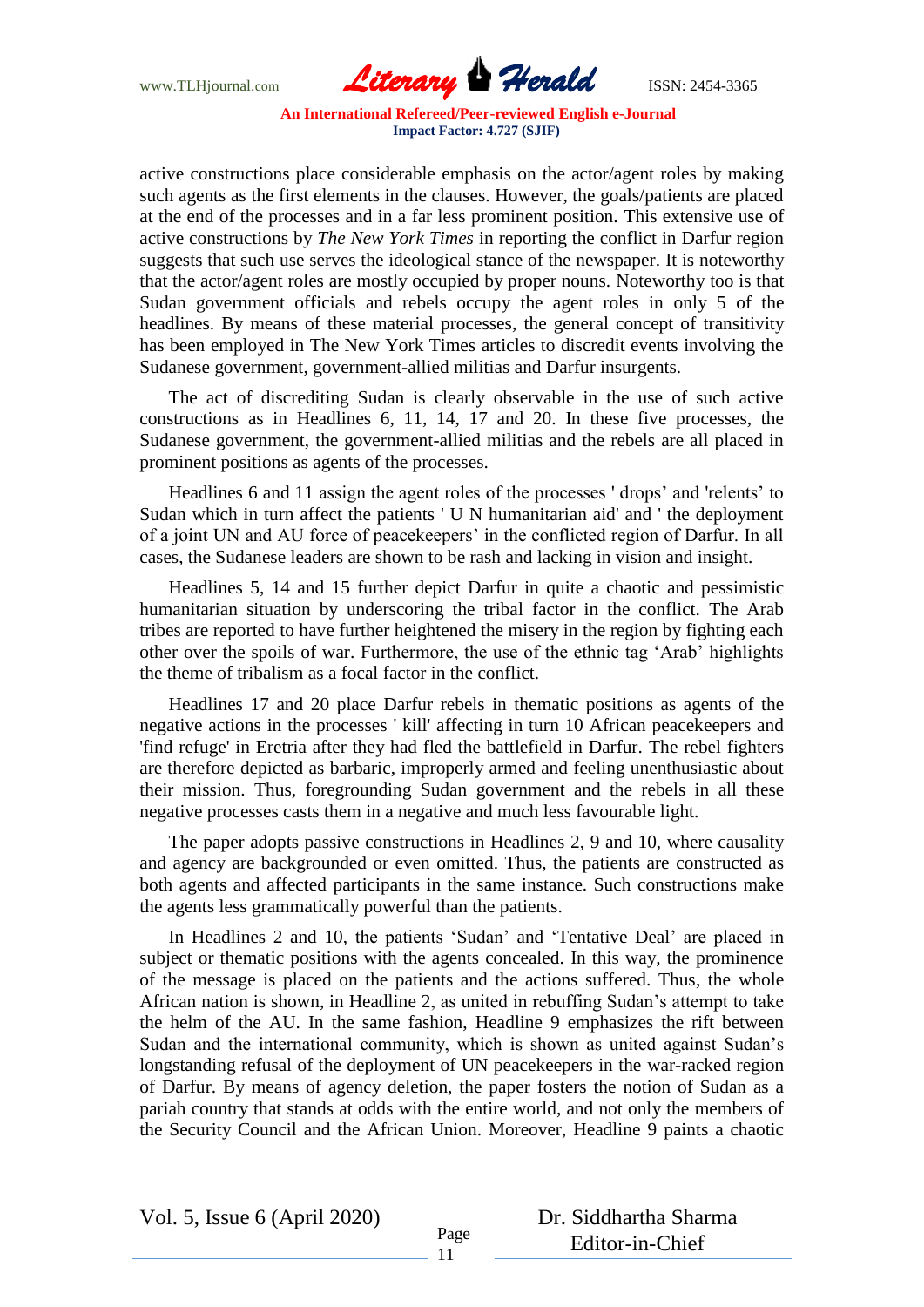active constructions place considerable emphasis on the actor/agent roles by making such agents as the first elements in the clauses. However, the goals/patients are placed at the end of the processes and in a far less prominent position. This extensive use of active constructions by *The New York Times* in reporting the conflict in Darfur region suggests that such use serves the ideological stance of the newspaper. It is noteworthy that the actor/agent roles are mostly occupied by proper nouns. Noteworthy too is that Sudan government officials and rebels occupy the agent roles in only 5 of the headlines. By means of these material processes, the general concept of transitivity has been employed in The New York Times articles to discredit events involving the Sudanese government, government-allied militias and Darfur insurgents.

The act of discrediting Sudan is clearly observable in the use of such active constructions as in Headlines 6, 11, 14, 17 and 20. In these five processes, the Sudanese government, the government-allied militias and the rebels are all placed in prominent positions as agents of the processes.

Headlines 6 and 11 assign the agent roles of the processes ' drops' and 'relents' to Sudan which in turn affect the patients ' U N humanitarian aid' and ' the deployment of a joint UN and AU force of peacekeepers' in the conflicted region of Darfur. In all cases, the Sudanese leaders are shown to be rash and lacking in vision and insight.

Headlines 5, 14 and 15 further depict Darfur in quite a chaotic and pessimistic humanitarian situation by underscoring the tribal factor in the conflict. The Arab tribes are reported to have further heightened the misery in the region by fighting each other over the spoils of war. Furthermore, the use of the ethnic tag 'Arab' highlights the theme of tribalism as a focal factor in the conflict.

Headlines 17 and 20 place Darfur rebels in thematic positions as agents of the negative actions in the processes ' kill' affecting in turn 10 African peacekeepers and 'find refuge' in Eretria after they had fled the battlefield in Darfur. The rebel fighters are therefore depicted as barbaric, improperly armed and feeling unenthusiastic about their mission. Thus, foregrounding Sudan government and the rebels in all these negative processes casts them in a negative and much less favourable light.

The paper adopts passive constructions in Headlines 2, 9 and 10, where causality and agency are backgrounded or even omitted. Thus, the patients are constructed as both agents and affected participants in the same instance. Such constructions make the agents less grammatically powerful than the patients.

In Headlines 2 and 10, the patients 'Sudan' and 'Tentative Deal' are placed in subject or thematic positions with the agents concealed. In this way, the prominence of the message is placed on the patients and the actions suffered. Thus, the whole African nation is shown, in Headline 2, as united in rebuffing Sudan's attempt to take the helm of the AU. In the same fashion, Headline 9 emphasizes the rift between Sudan and the international community, which is shown as united against Sudan's longstanding refusal of the deployment of UN peacekeepers in the war-racked region of Darfur. By means of agency deletion, the paper fosters the notion of Sudan as a pariah country that stands at odds with the entire world, and not only the members of the Security Council and the African Union. Moreover, Headline 9 paints a chaotic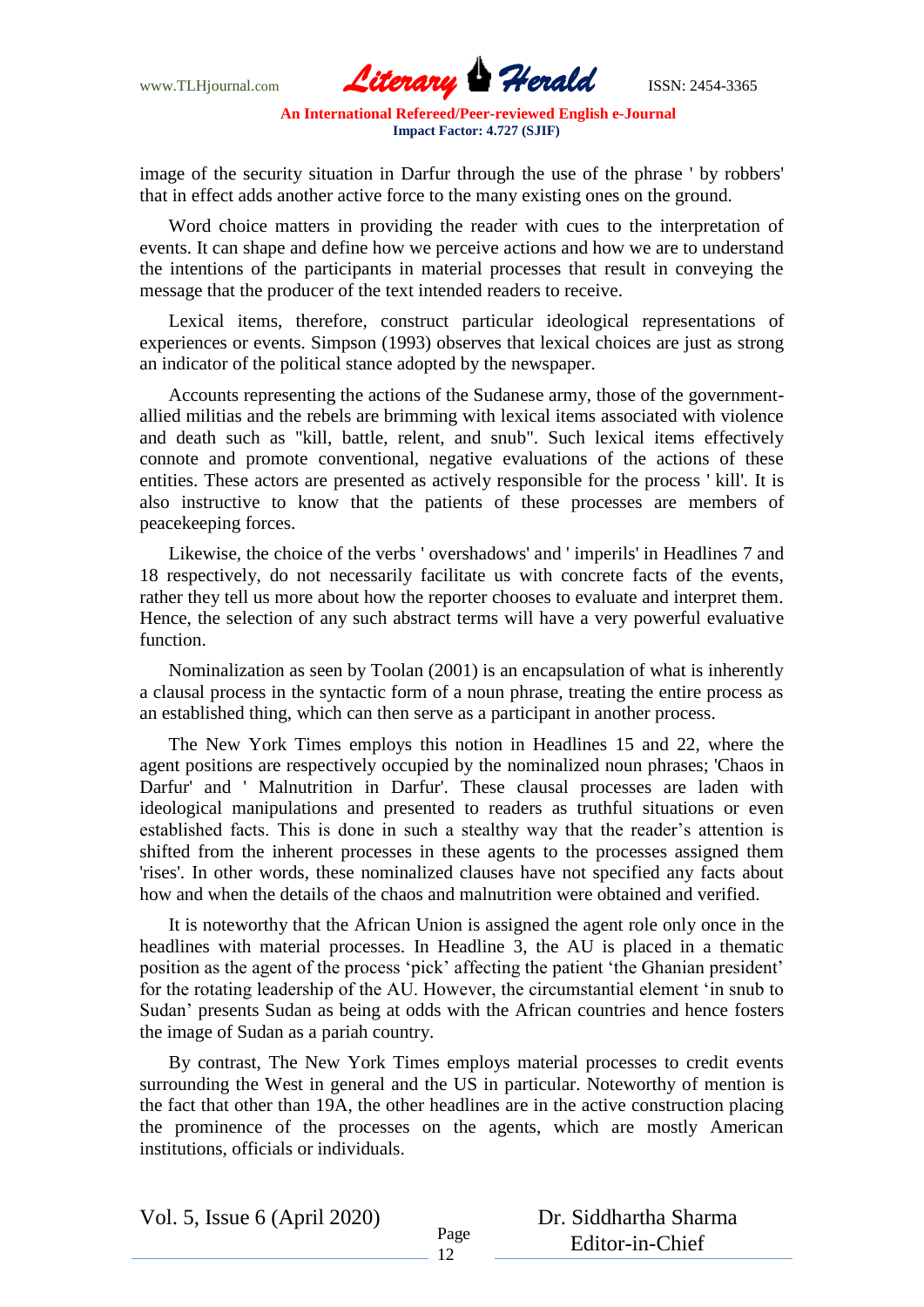image of the security situation in Darfur through the use of the phrase ' by robbers' that in effect adds another active force to the many existing ones on the ground.

Word choice matters in providing the reader with cues to the interpretation of events. It can shape and define how we perceive actions and how we are to understand the intentions of the participants in material processes that result in conveying the message that the producer of the text intended readers to receive.

Lexical items, therefore, construct particular ideological representations of experiences or events. Simpson (1993) observes that lexical choices are just as strong an indicator of the political stance adopted by the newspaper.

Accounts representing the actions of the Sudanese army, those of the government-allied militias and the rebels are brimming with lexical items associated with violence and death such as "kill, battle, relent, and snub". Such lexical items effectively connote and promote conventional, negative evaluations of the actions of these entities. These actors are presented as actively responsible for the process ' kill'. It is also instructive to know that the patients of these processes are members of peacekeeping forces.

Likewise, the choice of the verbs ' overshadows' and ' imperils' in Headlines 7 and 18 respectively, do not necessarily facilitate us with concrete facts of the events, rather they tell us more about how the reporter chooses to evaluate and interpret them. Hence, the selection of any such abstract terms will have a very powerful evaluative function.

Nominalization as seen by Toolan (2001) is an encapsulation of what is inherently a clausal process in the syntactic form of a noun phrase, treating the entire process as an established thing, which can then serve as a participant in another process.

The New York Times employs this notion in Headlines 15 and 22, where the agent positions are respectively occupied by the nominalized noun phrases; 'Chaos in Darfur' and ' Malnutrition in Darfur'. These clausal processes are laden with ideological manipulations and presented to readers as truthful situations or even established facts. This is done in such a stealthy way that the reader's attention is shifted from the inherent processes in these agents to the processes assigned them 'rises'. In other words, these nominalized clauses have not specified any facts about how and when the details of the chaos and malnutrition were obtained and verified.

It is noteworthy that the African Union is assigned the agent role only once in the headlines with material processes. In Headline 3, the AU is placed in a thematic position as the agent of the process 'pick' affecting the patient 'the Ghanian president' for the rotating leadership of the AU. However, the circumstantial element 'in snub to Sudan' presents Sudan as being at odds with the African countries and hence fosters the image of Sudan as a pariah country.

By contrast, The New York Times employs material processes to credit events surrounding the West in general and the US in particular. Noteworthy of mention is the fact that other than 19A, the other headlines are in the active construction placing the prominence of the processes on the agents, which are mostly American institutions, officials or individuals.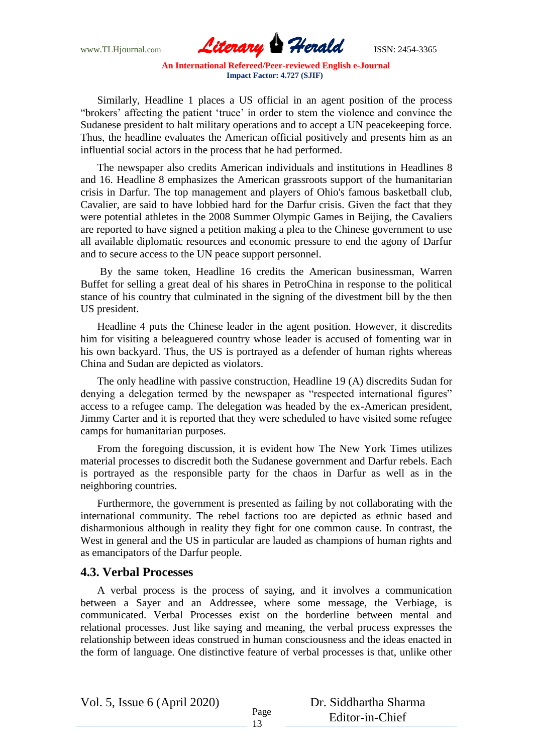Similarly, Headline 1 places a US official in an agent position of the process “brokers’ affecting the patient ‘truce’ in order to stem the violence and convince the Sudanese president to halt military operations and to accept a UN peacekeeping force. Thus, the headline evaluates the American official positively and presents him as an influential social actors in the process that he had performed.

The newspaper also credits American individuals and institutions in Headlines 8 and 16. Headline 8 emphasizes the American grassroots support of the humanitarian crisis in Darfur. The top management and players of Ohio's famous basketball club, Cavalier, are said to have lobbied hard for the Darfur crisis. Given the fact that they were potential athletes in the 2008 Summer Olympic Games in Beijing, the Cavaliers are reported to have signed a petition making a plea to the Chinese government to use all available diplomatic resources and economic pressure to end the agony of Darfur and to secure access to the UN peace support personnel.

By the same token, Headline 16 credits the American businessman, Warren Buffet for selling a great deal of his shares in PetroChina in response to the political stance of his country that culminated in the signing of the divestment bill by the then US president.

Headline 4 puts the Chinese leader in the agent position. However, it discredits him for visiting a beleaguered country whose leader is accused of fomenting war in his own backyard. Thus, the US is portrayed as a defender of human rights whereas China and Sudan are depicted as violators.

The only headline with passive construction, Headline 19 (A) discredits Sudan for denying a delegation termed by the newspaper as “respected international figures” access to a refugee camp. The delegation was headed by the ex-American president, Jimmy Carter and it is reported that they were scheduled to have visited some refugee camps for humanitarian purposes.

From the foregoing discussion, it is evident how The New York Times utilizes material processes to discredit both the Sudanese government and Darfur rebels. Each is portrayed as the responsible party for the chaos in Darfur as well as in the neighboring countries.

Furthermore, the government is presented as failing by not collaborating with the international community. The rebel factions too are depicted as ethnic based and disharmonious although in reality they fight for one common cause. In contrast, the West in general and the US in particular are lauded as champions of human rights and as emancipators of the Darfur people.

### 4.3. Verbal Processes

A verbal process is the process of saying, and it involves a communication between a Sayer and an Addressee, where some message, the Verbiage, is communicated. Verbal Processes exist on the borderline between mental and relational processes. Just like saying and meaning, the verbal process expresses the relationship between ideas construed in human consciousness and the ideas enacted in the form of language. One distinctive feature of verbal processes is that, unlike other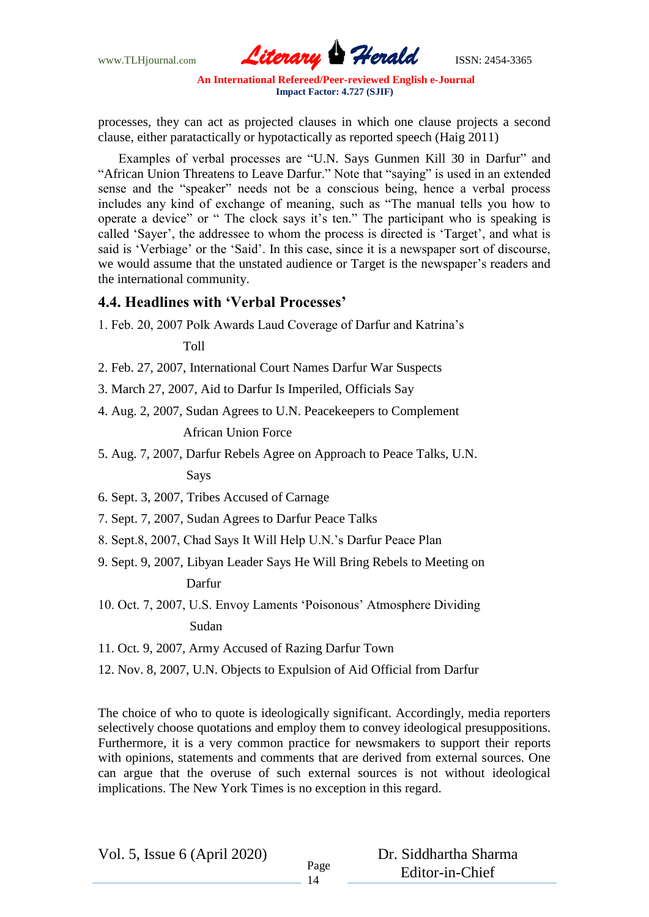processes, they can act as projected clauses in which one clause projects a second clause, either paratactically or hypotactically as reported speech (Haig 2011)

Examples of verbal processes are "U.N. Says Gunmen Kill 30 in Darfur" and "African Union Threatens to Leave Darfur." Note that "saying" is used in an extended sense and the "speaker" needs not be a conscious being, hence a verbal process includes any kind of exchange of meaning, such as "The manual tells you how to operate a device" or " The clock says it's ten." The participant who is speaking is called 'Sayer', the addressee to whom the process is directed is 'Target', and what is said is 'Verbiage' or the 'Said'. In this case, since it is a newspaper sort of discourse, we would assume that the unstated audience or Target is the newspaper's readers and the international community.

## 4.4. Headlines with 'Verbal Processes'

1. Feb. 20, 2007 Polk Awards Laud Coverage of Darfur and Katrina's Toll
2. Feb. 27, 2007, International Court Names Darfur War Suspects
3. March 27, 2007, Aid to Darfur Is Imperiled, Officials Say
4. Aug. 2, 2007, Sudan Agrees to U.N. Peacekeepers to Complement African Union Force
5. Aug. 7, 2007, Darfur Rebels Agree on Approach to Peace Talks, U.N. Says
6. Sept. 3, 2007, Tribes Accused of Carnage
7. Sept. 7, 2007, Sudan Agrees to Darfur Peace Talks
8. Sept.8, 2007, Chad Says It Will Help U.N.'s Darfur Peace Plan
9. Sept. 9, 2007, Libyan Leader Says He Will Bring Rebels to Meeting on Darfur
10. Oct. 7, 2007, U.S. Envoy Laments 'Poisonous' Atmosphere Dividing Sudan
11. Oct. 9, 2007, Army Accused of Razing Darfur Town
12. Nov. 8, 2007, U.N. Objects to Expulsion of Aid Official from Darfur

The choice of who to quote is ideologically significant. Accordingly, media reporters selectively choose quotations and employ them to convey ideological presuppositions. Furthermore, it is a very common practice for newsmakers to support their reports with opinions, statements and comments that are derived from external sources. One can argue that the overuse of such external sources is not without ideological implications. The New York Times is no exception in this regard.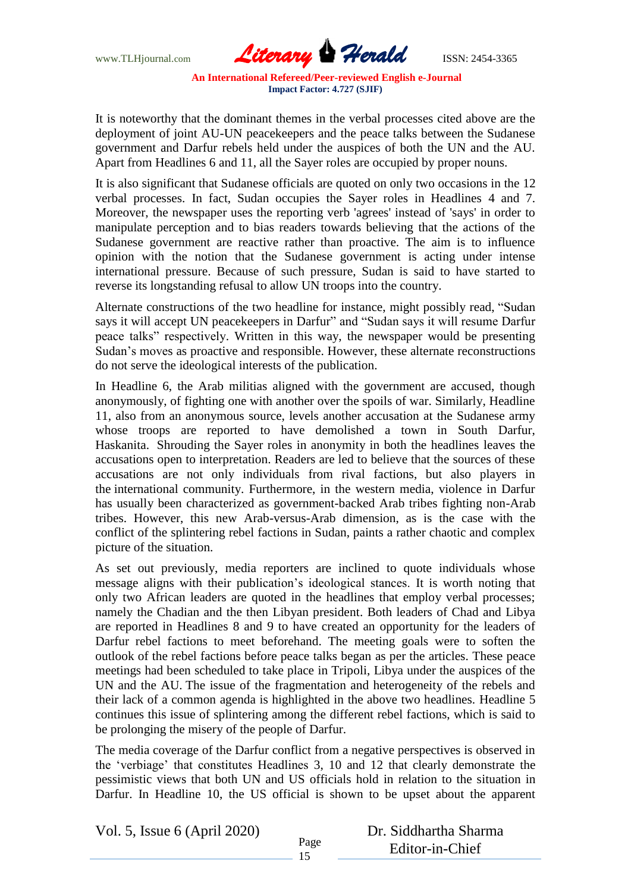It is noteworthy that the dominant themes in the verbal processes cited above are the deployment of joint AU-UN peacekeepers and the peace talks between the Sudanese government and Darfur rebels held under the auspices of both the UN and the AU. Apart from Headlines 6 and 11, all the Sayer roles are occupied by proper nouns.

It is also significant that Sudanese officials are quoted on only two occasions in the 12 verbal processes. In fact, Sudan occupies the Sayer roles in Headlines 4 and 7. Moreover, the newspaper uses the reporting verb 'agrees' instead of 'says' in order to manipulate perception and to bias readers towards believing that the actions of the Sudanese government are reactive rather than proactive. The aim is to influence opinion with the notion that the Sudanese government is acting under intense international pressure. Because of such pressure, Sudan is said to have started to reverse its longstanding refusal to allow UN troops into the country.

Alternate constructions of the two headline for instance, might possibly read, "Sudan says it will accept UN peacekeepers in Darfur" and "Sudan says it will resume Darfur peace talks" respectively. Written in this way, the newspaper would be presenting Sudan's moves as proactive and responsible. However, these alternate reconstructions do not serve the ideological interests of the publication.

In Headline 6, the Arab militias aligned with the government are accused, though anonymously, of fighting one with another over the spoils of war. Similarly, Headline 11, also from an anonymous source, levels another accusation at the Sudanese army whose troops are reported to have demolished a town in South Darfur, Haskanita. Shrouding the Sayer roles in anonymity in both the headlines leaves the accusations open to interpretation. Readers are led to believe that the sources of these accusations are not only individuals from rival factions, but also players in the international community. Furthermore, in the western media, violence in Darfur has usually been characterized as government-backed Arab tribes fighting non-Arab tribes. However, this new Arab-versus-Arab dimension, as is the case with the conflict of the splintering rebel factions in Sudan, paints a rather chaotic and complex picture of the situation.

As set out previously, media reporters are inclined to quote individuals whose message aligns with their publication's ideological stances. It is worth noting that only two African leaders are quoted in the headlines that employ verbal processes; namely the Chadian and the then Libyan president. Both leaders of Chad and Libya are reported in Headlines 8 and 9 to have created an opportunity for the leaders of Darfur rebel factions to meet beforehand. The meeting goals were to soften the outlook of the rebel factions before peace talks began as per the articles. These peace meetings had been scheduled to take place in Tripoli, Libya under the auspices of the UN and the AU. The issue of the fragmentation and heterogeneity of the rebels and their lack of a common agenda is highlighted in the above two headlines. Headline 5 continues this issue of splintering among the different rebel factions, which is said to be prolonging the misery of the people of Darfur.

The media coverage of the Darfur conflict from a negative perspectives is observed in the 'verbiage' that constitutes Headlines 3, 10 and 12 that clearly demonstrate the pessimistic views that both UN and US officials hold in relation to the situation in Darfur. In Headline 10, the US official is shown to be upset about the apparent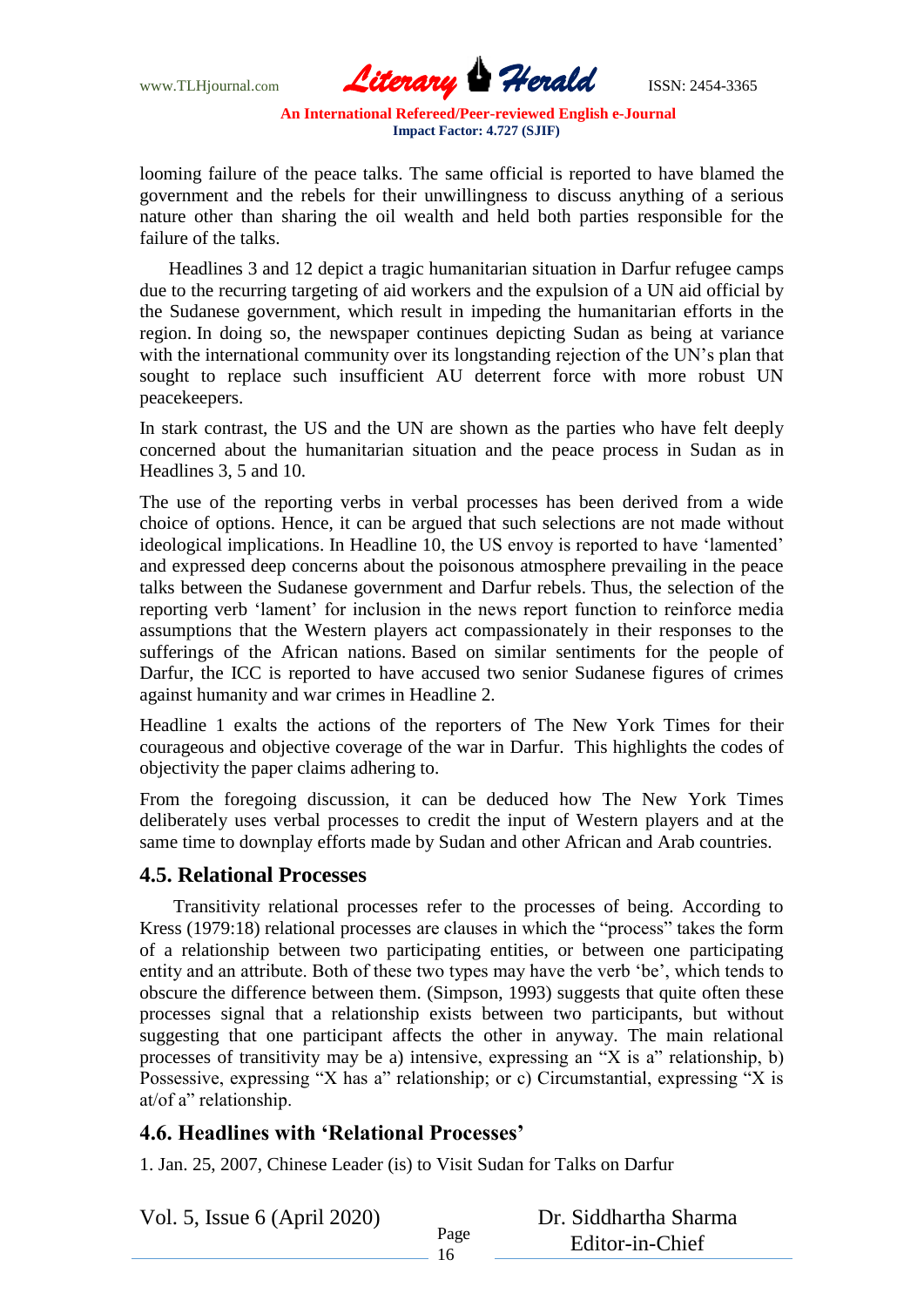looming failure of the peace talks. The same official is reported to have blamed the government and the rebels for their unwillingness to discuss anything of a serious nature other than sharing the oil wealth and held both parties responsible for the failure of the talks.

Headlines 3 and 12 depict a tragic humanitarian situation in Darfur refugee camps due to the recurring targeting of aid workers and the expulsion of a UN aid official by the Sudanese government, which result in impeding the humanitarian efforts in the region. In doing so, the newspaper continues depicting Sudan as being at variance with the international community over its longstanding rejection of the UN's plan that sought to replace such insufficient AU deterrent force with more robust UN peacekeepers.

In stark contrast, the US and the UN are shown as the parties who have felt deeply concerned about the humanitarian situation and the peace process in Sudan as in Headlines 3, 5 and 10.

The use of the reporting verbs in verbal processes has been derived from a wide choice of options. Hence, it can be argued that such selections are not made without ideological implications. In Headline 10, the US envoy is reported to have 'lamented' and expressed deep concerns about the poisonous atmosphere prevailing in the peace talks between the Sudanese government and Darfur rebels. Thus, the selection of the reporting verb 'lament' for inclusion in the news report function to reinforce media assumptions that the Western players act compassionately in their responses to the sufferings of the African nations. Based on similar sentiments for the people of Darfur, the ICC is reported to have accused two senior Sudanese figures of crimes against humanity and war crimes in Headline 2.

Headline 1 exalts the actions of the reporters of The New York Times for their courageous and objective coverage of the war in Darfur. This highlights the codes of objectivity the paper claims adhering to.

From the foregoing discussion, it can be deduced how The New York Times deliberately uses verbal processes to credit the input of Western players and at the same time to downplay efforts made by Sudan and other African and Arab countries.

## 4.5. Relational Processes

Transitivity relational processes refer to the processes of being. According to Kress (1979:18) relational processes are clauses in which the "process" takes the form of a relationship between two participating entities, or between one participating entity and an attribute. Both of these two types may have the verb 'be', which tends to obscure the difference between them. (Simpson, 1993) suggests that quite often these processes signal that a relationship exists between two participants, but without suggesting that one participant affects the other in anyway. The main relational processes of transitivity may be a) intensive, expressing an "X is a" relationship, b) Possessive, expressing "X has a" relationship; or c) Circumstantial, expressing "X is at/of a" relationship.

## 4.6. Headlines with 'Relational Processes'

1. Jan. 25, 2007, Chinese Leader (is) to Visit Sudan for Talks on Darfur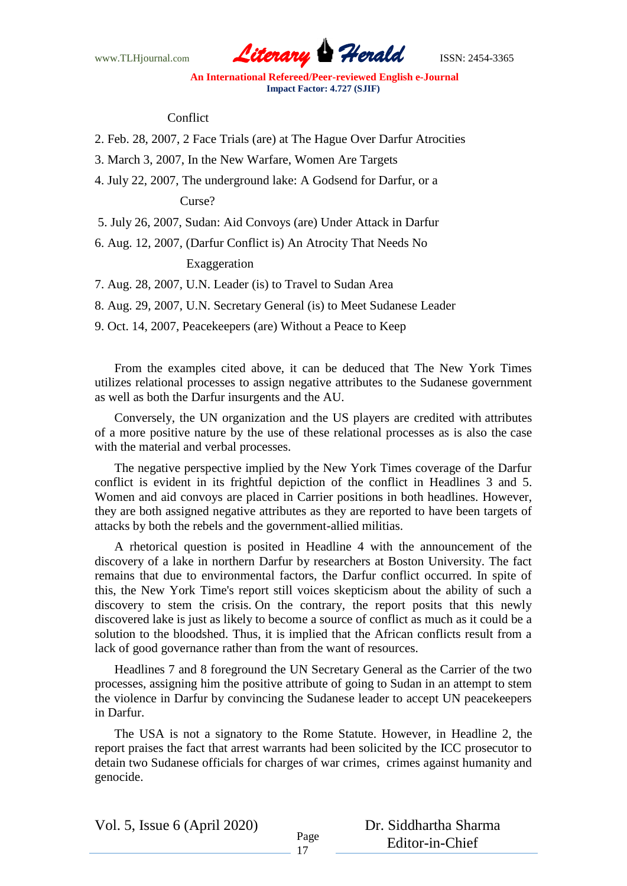Conflict

2. Feb. 28, 2007, 2 Face Trials (are) at The Hague Over Darfur Atrocities
3. March 3, 2007, In the New Warfare, Women Are Targets
4. July 22, 2007, The underground lake: A Godsend for Darfur, or a Curse?
5. July 26, 2007, Sudan: Aid Convoys (are) Under Attack in Darfur
6. Aug. 12, 2007, (Darfur Conflict is) An Atrocity That Needs No Exaggeration
7. Aug. 28, 2007, U.N. Leader (is) to Travel to Sudan Area
8. Aug. 29, 2007, U.N. Secretary General (is) to Meet Sudanese Leader
9. Oct. 14, 2007, Peacekeepers (are) Without a Peace to Keep

From the examples cited above, it can be deduced that The New York Times utilizes relational processes to assign negative attributes to the Sudanese government as well as both the Darfur insurgents and the AU.

Conversely, the UN organization and the US players are credited with attributes of a more positive nature by the use of these relational processes as is also the case with the material and verbal processes.

The negative perspective implied by the New York Times coverage of the Darfur conflict is evident in its frightful depiction of the conflict in Headlines 3 and 5. Women and aid convoys are placed in Carrier positions in both headlines. However, they are both assigned negative attributes as they are reported to have been targets of attacks by both the rebels and the government-allied militias.

A rhetorical question is posited in Headline 4 with the announcement of the discovery of a lake in northern Darfur by researchers at Boston University. The fact remains that due to environmental factors, the Darfur conflict occurred. In spite of this, the New York Time's report still voices skepticism about the ability of such a discovery to stem the crisis. On the contrary, the report posits that this newly discovered lake is just as likely to become a source of conflict as much as it could be a solution to the bloodshed. Thus, it is implied that the African conflicts result from a lack of good governance rather than from the want of resources.

Headlines 7 and 8 foreground the UN Secretary General as the Carrier of the two processes, assigning him the positive attribute of going to Sudan in an attempt to stem the violence in Darfur by convincing the Sudanese leader to accept UN peacekeepers in Darfur.

The USA is not a signatory to the Rome Statute. However, in Headline 2, the report praises the fact that arrest warrants had been solicited by the ICC prosecutor to detain two Sudanese officials for charges of war crimes, crimes against humanity and genocide.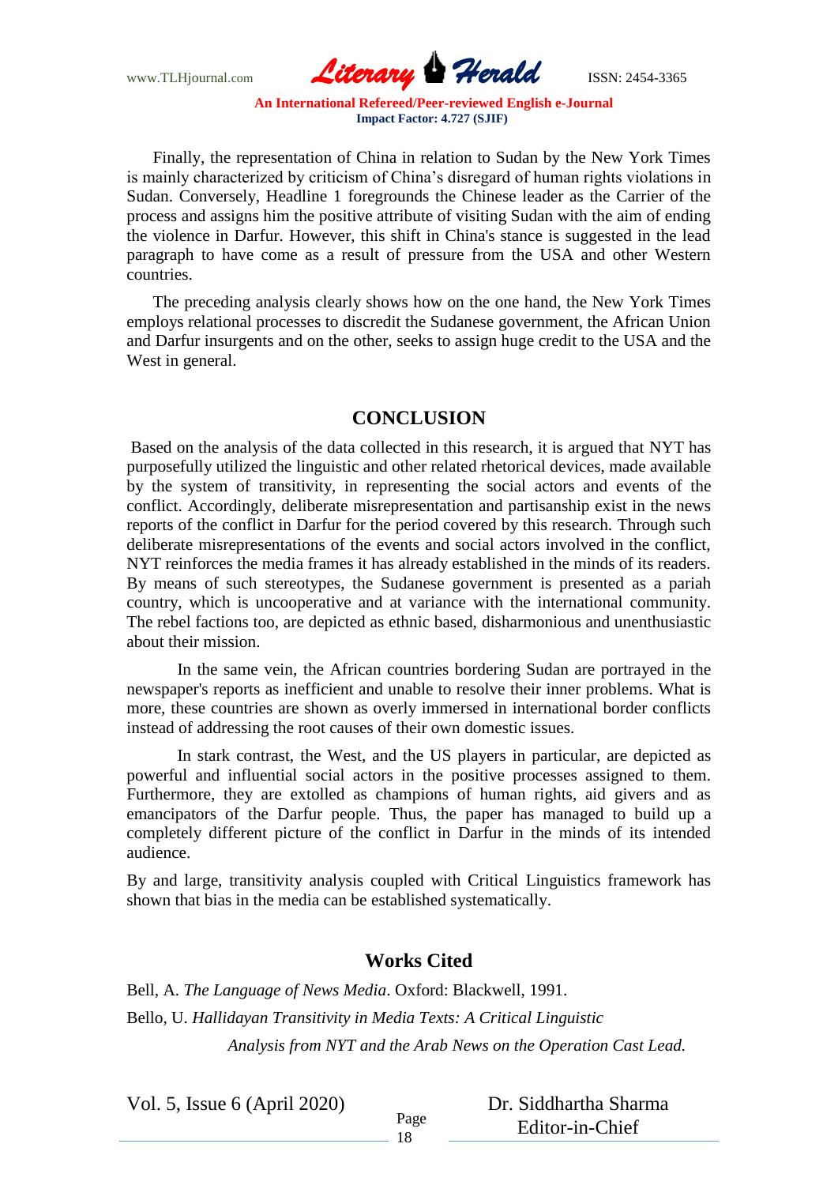Finally, the representation of China in relation to Sudan by the New York Times is mainly characterized by criticism of China's disregard of human rights violations in Sudan. Conversely, Headline 1 foregrounds the Chinese leader as the Carrier of the process and assigns him the positive attribute of visiting Sudan with the aim of ending the violence in Darfur. However, this shift in China's stance is suggested in the lead paragraph to have come as a result of pressure from the USA and other Western countries.

The preceding analysis clearly shows how on the one hand, the New York Times employs relational processes to discredit the Sudanese government, the African Union and Darfur insurgents and on the other, seeks to assign huge credit to the USA and the West in general.

## CONCLUSION

Based on the analysis of the data collected in this research, it is argued that NYT has purposefully utilized the linguistic and other related rhetorical devices, made available by the system of transitivity, in representing the social actors and events of the conflict. Accordingly, deliberate misrepresentation and partisanship exist in the news reports of the conflict in Darfur for the period covered by this research. Through such deliberate misrepresentations of the events and social actors involved in the conflict, NYT reinforces the media frames it has already established in the minds of its readers. By means of such stereotypes, the Sudanese government is presented as a pariah country, which is uncooperative and at variance with the international community. The rebel factions too, are depicted as ethnic based, disharmonious and unenthusiastic about their mission.

In the same vein, the African countries bordering Sudan are portrayed in the newspaper's reports as inefficient and unable to resolve their inner problems. What is more, these countries are shown as overly immersed in international border conflicts instead of addressing the root causes of their own domestic issues.

In stark contrast, the West, and the US players in particular, are depicted as powerful and influential social actors in the positive processes assigned to them. Furthermore, they are extolled as champions of human rights, aid givers and as emancipators of the Darfur people. Thus, the paper has managed to build up a completely different picture of the conflict in Darfur in the minds of its intended audience.

By and large, transitivity analysis coupled with Critical Linguistics framework has shown that bias in the media can be established systematically.

## Works Cited

Bell, A. *The Language of News Media*. Oxford: Blackwell, 1991.

Bello, U. *Hallidayan Transitivity in Media Texts: A Critical Linguistic Analysis from NYT and the Arab News on the Operation Cast Lead.*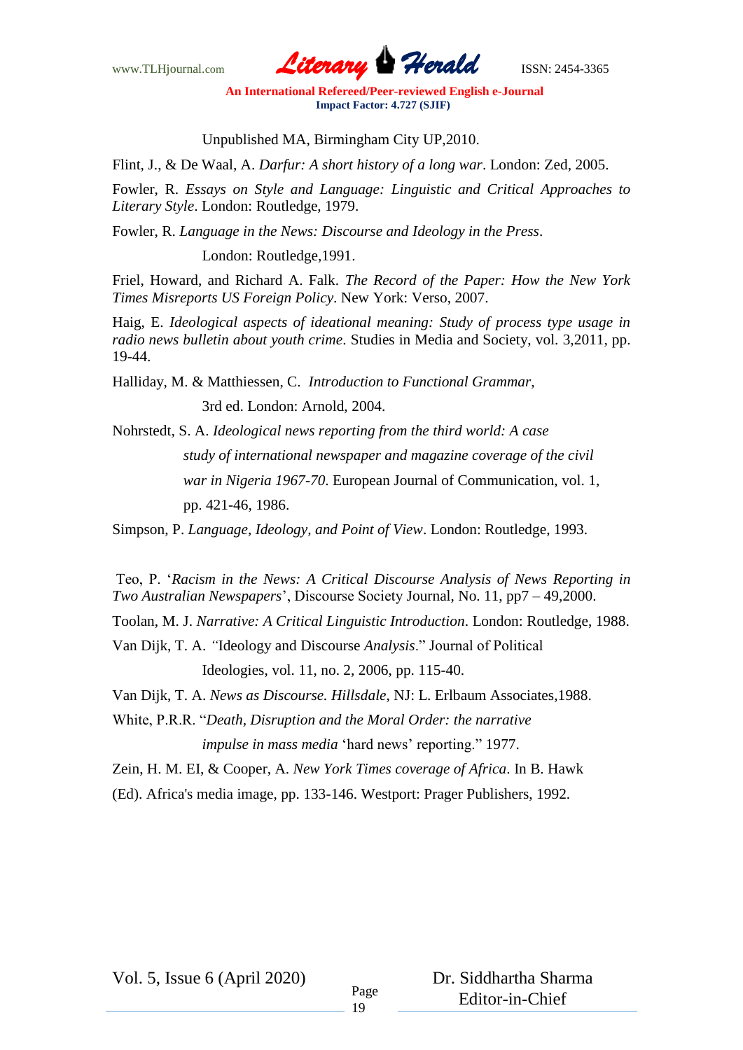Unpublished MA, Birmingham City UP,2010.

Flint, J., & De Waal, A. *Darfur: A short history of a long war*. London: Zed, 2005.

Fowler, R. *Essays on Style and Language: Linguistic and Critical Approaches to Literary Style*. London: Routledge, 1979.

Fowler, R. *Language in the News: Discourse and Ideology in the Press*. London: Routledge,1991.

Friel, Howard, and Richard A. Falk. *The Record of the Paper: How the New York Times Misreports US Foreign Policy*. New York: Verso, 2007.

Haig, E. *Ideological aspects of ideational meaning: Study of process type usage in radio news bulletin about youth crime*. Studies in Media and Society, vol. 3,2011, pp. 19-44.

Halliday, M. & Matthiessen, C. *Introduction to Functional Grammar,* 3rd ed. London: Arnold, 2004.

Nohrstedt, S. A. *Ideological news reporting from the third world: A case study of international newspaper and magazine coverage of the civil war in Nigeria 1967-70.* European Journal of Communication, vol. 1, pp. 421-46, 1986.

Simpson, P. *Language, Ideology, and Point of View*. London: Routledge, 1993.

Teo, P. '*Racism in the News: A Critical Discourse Analysis of News Reporting in Two Australian Newspapers*', Discourse Society Journal, No. 11, pp7 – 49,2000.

Toolan, M. J. *Narrative: A Critical Linguistic Introduction*. London: Routledge, 1988.

Van Dijk, T. A. *"*Ideology and Discourse *Analysis*." Journal of Political Ideologies, vol. 11, no. 2, 2006, pp. 115-40.

Van Dijk, T. A. *News as Discourse. Hillsdale*, NJ: L. Erlbaum Associates,1988.

White, P.R.R. "*Death, Disruption and the Moral Order: the narrative impulse in mass media* 'hard news' reporting." 1977.

Zein, H. M. EI, & Cooper, A. *New York Times coverage of Africa*. In B. Hawk (Ed). Africa's media image, pp. 133-146. Westport: Prager Publishers, 1992.